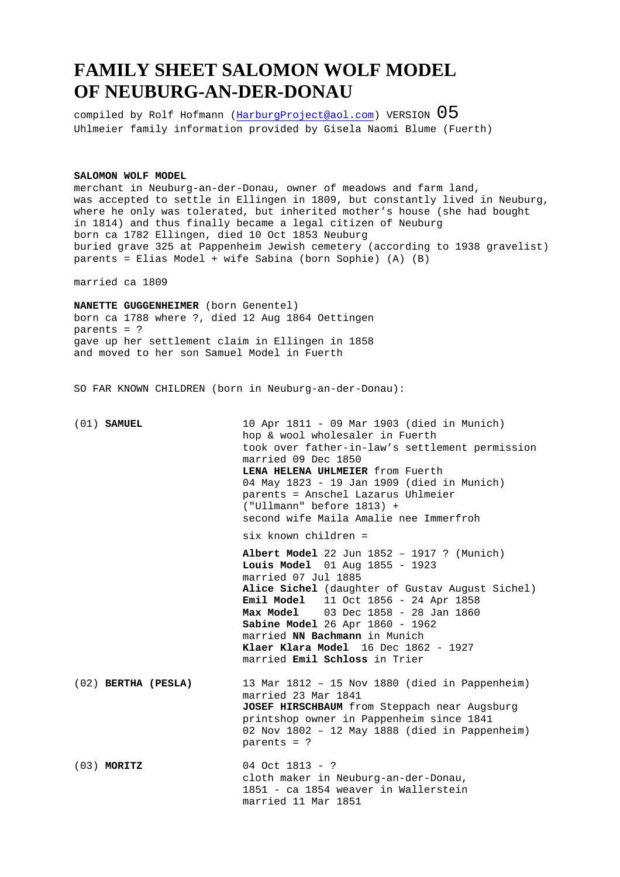# FAMILY SHEET SALOMON WOLF MODEL OF NEUBURG-AN-DER-DONAU

compiled by Rolf Hofmann (HarburgProject@aol.com) VERSION 05
Uhlmeier family information provided by Gisela Naomi Blume (Fuerth)

**SALOMON WOLF MODEL**
merchant in Neuburg-an-der-Donau, owner of meadows and farm land,
was accepted to settle in Ellingen in 1809, but constantly lived in Neuburg,
where he only was tolerated, but inherited mother's house (she had bought
in 1814) and thus finally became a legal citizen of Neuburg
born ca 1782 Ellingen, died 10 Oct 1853 Neuburg
buried grave 325 at Pappenheim Jewish cemetery (according to 1938 gravelist)
parents = Elias Model + wife Sabina (born Sophie) (A) (B)

married ca 1809

**NANETTE GUGGENHEIMER** (born Genentel)
born ca 1788 where ?, died 12 Aug 1864 Oettingen
parents = ?
gave up her settlement claim in Ellingen in 1858
and moved to her son Samuel Model in Fuerth

SO FAR KNOWN CHILDREN (born in Neuburg-an-der-Donau):

(01) **SAMUEL**

10 Apr 1811 - 09 Mar 1903 (died in Munich)
hop & wool wholesaler in Fuerth
took over father-in-law's settlement permission
married 09 Dec 1850
**LENA HELENA UHLMEIER** from Fuerth
04 May 1823 - 19 Jan 1909 (died in Munich)
parents = Anschel Lazarus Uhlmeier
("Ullmann" before 1813) +
second wife Maila Amalie nee Immerfroh

six known children =

**Albert Model** 22 Jun 1852 – 1917 ? (Munich)
**Louis Model** 01 Aug 1855 - 1923
married 07 Jul 1885
**Alice Sichel** (daughter of Gustav August Sichel)
**Emil Model** 11 Oct 1856 - 24 Apr 1858
**Max Model** 03 Dec 1858 - 28 Jan 1860
**Sabine Model** 26 Apr 1860 - 1962
married **NN Bachmann** in Munich
**Klaer Klara Model** 16 Dec 1862 - 1927
married **Emil Schloss** in Trier

(02) **BERTHA (PESLA)**

13 Mar 1812 – 15 Nov 1880 (died in Pappenheim)
married 23 Mar 1841
**JOSEF HIRSCHBAUM** from Steppach near Augsburg
printshop owner in Pappenheim since 1841
02 Nov 1802 – 12 May 1888 (died in Pappenheim)
parents = ?

(03) **MORITZ**

04 Oct 1813 - ?
cloth maker in Neuburg-an-der-Donau,
1851 - ca 1854 weaver in Wallerstein
married 11 Mar 1851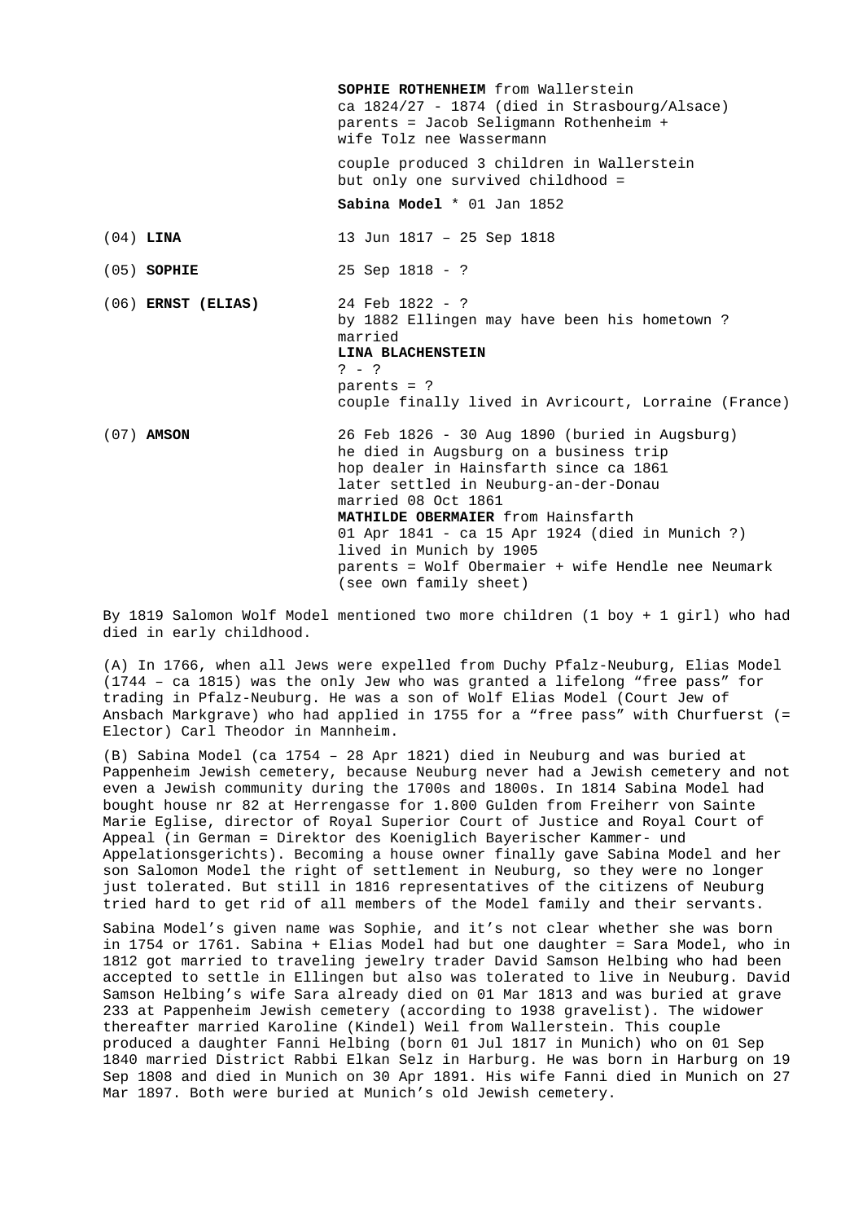**SOPHIE ROTHENHEIM** from Wallerstein
ca 1824/27 - 1874 (died in Strasbourg/Alsace)
parents = Jacob Seligmann Rothenheim + wife Tolz nee Wassermann

couple produced 3 children in Wallerstein but only one survived childhood =

**Sabina Model** * 01 Jan 1852

| | |
|---|---|
| (04) **LINA** | 13 Jun 1817 – 25 Sep 1818 |
| (05) **SOPHIE** | 25 Sep 1818 - ? |
| (06) **ERNST (ELIAS)** | 24 Feb 1822 - ?<br>by 1882 Ellingen may have been his hometown ?<br>married<br>**LINA BLACHENSTEIN**<br>? - ?<br>parents = ?<br>couple finally lived in Avricourt, Lorraine (France) |
| (07) **AMSON** | 26 Feb 1826 - 30 Aug 1890 (buried in Augsburg)<br>he died in Augsburg on a business trip<br>hop dealer in Hainsfarth since ca 1861<br>later settled in Neuburg-an-der-Donau<br>married 08 Oct 1861<br>**MATHILDE OBERMAIER** from Hainsfarth<br>01 Apr 1841 - ca 15 Apr 1924 (died in Munich ?)<br>lived in Munich by 1905<br>parents = Wolf Obermaier + wife Hendle nee Neumark<br>(see own family sheet) |

By 1819 Salomon Wolf Model mentioned two more children (1 boy + 1 girl) who had died in early childhood.

(A) In 1766, when all Jews were expelled from Duchy Pfalz-Neuburg, Elias Model (1744 – ca 1815) was the only Jew who was granted a lifelong “free pass” for trading in Pfalz-Neuburg. He was a son of Wolf Elias Model (Court Jew of Ansbach Markgrave) who had applied in 1755 for a “free pass” with Churfuerst (= Elector) Carl Theodor in Mannheim.

(B) Sabina Model (ca 1754 – 28 Apr 1821) died in Neuburg and was buried at Pappenheim Jewish cemetery, because Neuburg never had a Jewish cemetery and not even a Jewish community during the 1700s and 1800s. In 1814 Sabina Model had bought house nr 82 at Herrengasse for 1.800 Gulden from Freiherr von Sainte Marie Eglise, director of Royal Superior Court of Justice and Royal Court of Appeal (in German = Direktor des Koeniglich Bayerischer Kammer- und Appelationsgerichts). Becoming a house owner finally gave Sabina Model and her son Salomon Model the right of settlement in Neuburg, so they were no longer just tolerated. But still in 1816 representatives of the citizens of Neuburg tried hard to get rid of all members of the Model family and their servants.

Sabina Model’s given name was Sophie, and it’s not clear whether she was born in 1754 or 1761. Sabina + Elias Model had but one daughter = Sara Model, who in 1812 got married to traveling jewelry trader David Samson Helbing who had been accepted to settle in Ellingen but also was tolerated to live in Neuburg. David Samson Helbing’s wife Sara already died on 01 Mar 1813 and was buried at grave 233 at Pappenheim Jewish cemetery (according to 1938 gravelist). The widower thereafter married Karoline (Kindel) Weil from Wallerstein. This couple produced a daughter Fanni Helbing (born 01 Jul 1817 in Munich) who on 01 Sep 1840 married District Rabbi Elkan Selz in Harburg. He was born in Harburg on 19 Sep 1808 and died in Munich on 30 Apr 1891. His wife Fanni died in Munich on 27 Mar 1897. Both were buried at Munich’s old Jewish cemetery.